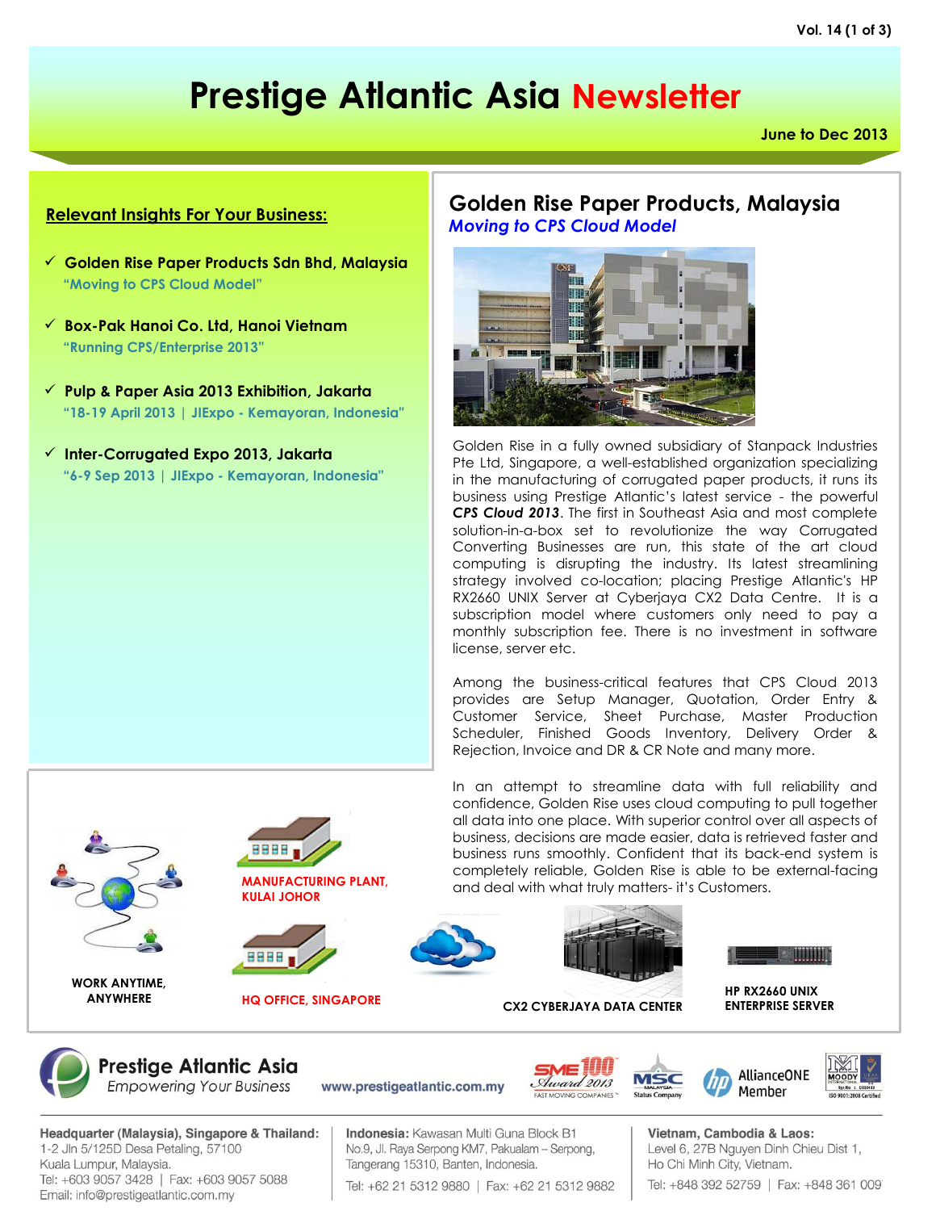# Prestige Atlantic Asia Newsletter

June to Dec 2013

## Relevant Insights For Your Business:

- ✓ **Golden Rise Paper Products Sdn Bhd, Malaysia**
  "Moving to CPS Cloud Model"
- ✓ **Box-Pak Hanoi Co. Ltd, Hanoi Vietnam**
  "Running CPS/Enterprise 2013"
- ✓ **Pulp & Paper Asia 2013 Exhibition, Jakarta**
  "18-19 April 2013 | JIExpo - Kemayoran, Indonesia"
- ✓ **Inter-Corrugated Expo 2013, Jakarta**
  "6-9 Sep 2013 | JIExpo - Kemayoran, Indonesia"

## Golden Rise Paper Products, Malaysia

### *Moving to CPS Cloud Model*

Golden Rise in a fully owned subsidiary of Stanpack Industries Pte Ltd, Singapore, a well-established organization specializing in the manufacturing of corrugated paper products, it runs its business using Prestige Atlantic's latest service - the powerful ***CPS Cloud 2013***. The first in Southeast Asia and most complete solution-in-a-box set to revolutionize the way Corrugated Converting Businesses are run, this state of the art cloud computing is disrupting the industry. Its latest streamlining strategy involved co-location; placing Prestige Atlantic's HP RX2660 UNIX Server at Cyberjaya CX2 Data Centre. It is a subscription model where customers only need to pay a monthly subscription fee. There is no investment in software license, server etc.

Among the business-critical features that CPS Cloud 2013 provides are Setup Manager, Quotation, Order Entry & Customer Service, Sheet Purchase, Master Production Scheduler, Finished Goods Inventory, Delivery Order & Rejection, Invoice and DR & CR Note and many more.

In an attempt to streamline data with full reliability and confidence, Golden Rise uses cloud computing to pull together all data into one place. With superior control over all aspects of business, decisions are made easier, data is retrieved faster and business runs smoothly. Confident that its back-end system is completely reliable, Golden Rise is able to be external-facing and deal with what truly matters- it's Customers.

WORK ANYTIME, ANYWHERE

MANUFACTURING PLANT, KULAI JOHOR

HQ OFFICE, SINGAPORE

CX2 CYBERJAYA DATA CENTER

HP RX2660 UNIX ENTERPRISE SERVER

**Prestige Atlantic Asia**
*Empowering Your Business*

www.prestigeatlantic.com.my

SME 100 Award 2013 – Fast Moving Companies | MSC Malaysia Status Company | AllianceONE Member | ISO 9001:2008 Certified

**Headquarter (Malaysia), Singapore & Thailand:**
1-2 Jln 5/125D Desa Petaling, 57100
Kuala Lumpur, Malaysia.
Tel: +603 9057 3428 | Fax: +603 9057 5088
Email: info@prestigeatlantic.com.my

**Indonesia:** Kawasan Multi Guna Block B1
No.9, Jl. Raya Serpong KM7, Pakualam – Serpong,
Tangerang 15310, Banten, Indonesia.
Tel: +62 21 5312 9880 | Fax: +62 21 5312 9882

**Vietnam, Cambodia & Laos:**
Level 6, 27B Nguyen Dinh Chieu Dist 1,
Ho Chi Minh City, Vietnam.
Tel: +848 392 52759 | Fax: +848 361 009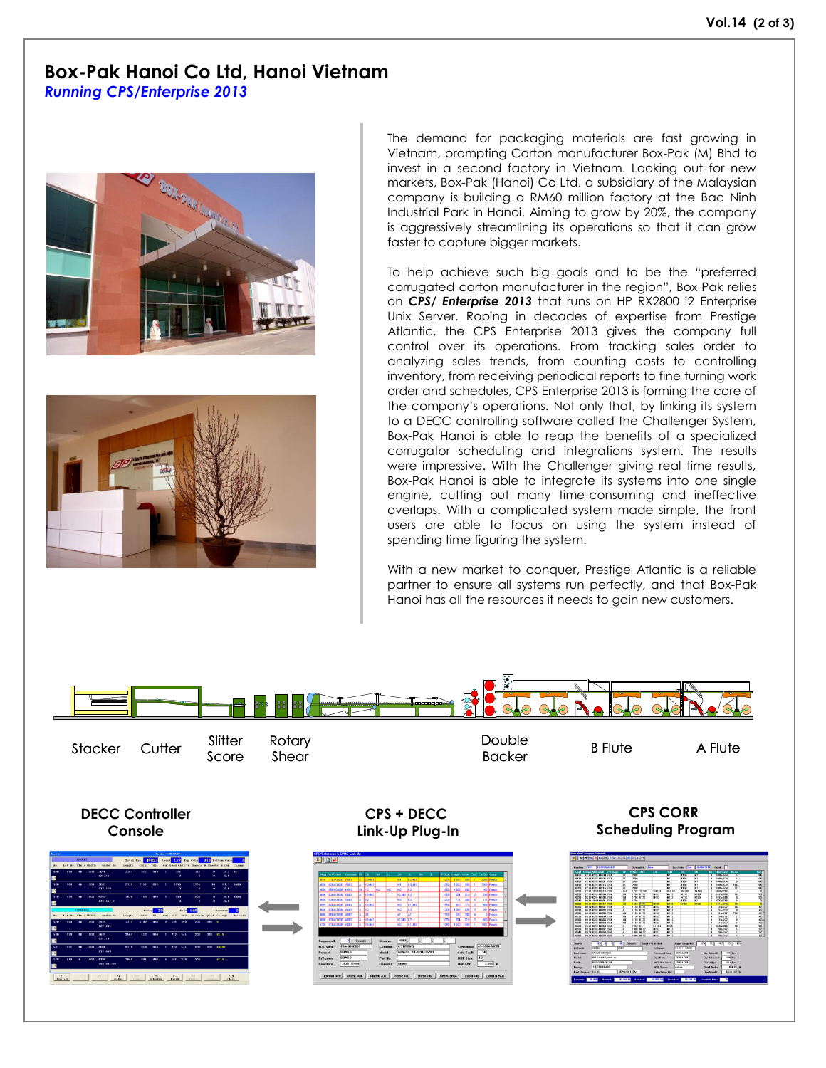# Box-Pak Hanoi Co Ltd, Hanoi Vietnam

*Running CPS/Enterprise 2013*

The demand for packaging materials are fast growing in Vietnam, prompting Carton manufacturer Box-Pak (M) Bhd to invest in a second factory in Vietnam. Looking out for new markets, Box-Pak (Hanoi) Co Ltd, a subsidiary of the Malaysian company is building a RM60 million factory at the Bac Ninh Industrial Park in Hanoi. Aiming to grow by 20%, the company is aggressively streamlining its operations so that it can grow faster to capture bigger markets.

To help achieve such big goals and to be the "preferred corrugated carton manufacturer in the region", Box-Pak relies on ***CPS/ Enterprise 2013*** that runs on HP RX2800 i2 Enterprise Unix Server. Roping in decades of expertise from Prestige Atlantic, the CPS Enterprise 2013 gives the company full control over its operations. From tracking sales order to analyzing sales trends, from counting costs to controlling inventory, from receiving periodical reports to fine turning work order and schedules, CPS Enterprise 2013 is forming the core of the company's operations. Not only that, by linking its system to a DECC controlling software called the Challenger System, Box-Pak Hanoi is able to reap the benefits of a specialized corrugator scheduling and integrations system. The results were impressive. With the Challenger giving real time results, Box-Pak Hanoi is able to integrate its systems into one single engine, cutting out many time-consuming and ineffective overlaps. With a complicated system made simple, the front users are able to focus on using the system instead of spending time figuring the system.

With a new market to conquer, Prestige Atlantic is a reliable partner to ensure all systems run perfectly, and that Box-Pak Hanoi has all the resources it needs to gain new customers.

Stacker | Cutter | Slitter Score | Rotary Shear | Double Backer | B Flute | A Flute

**DECC Controller Console**

**CPS + DECC Link-Up Plug-In**

**CPS CORR Scheduling Program**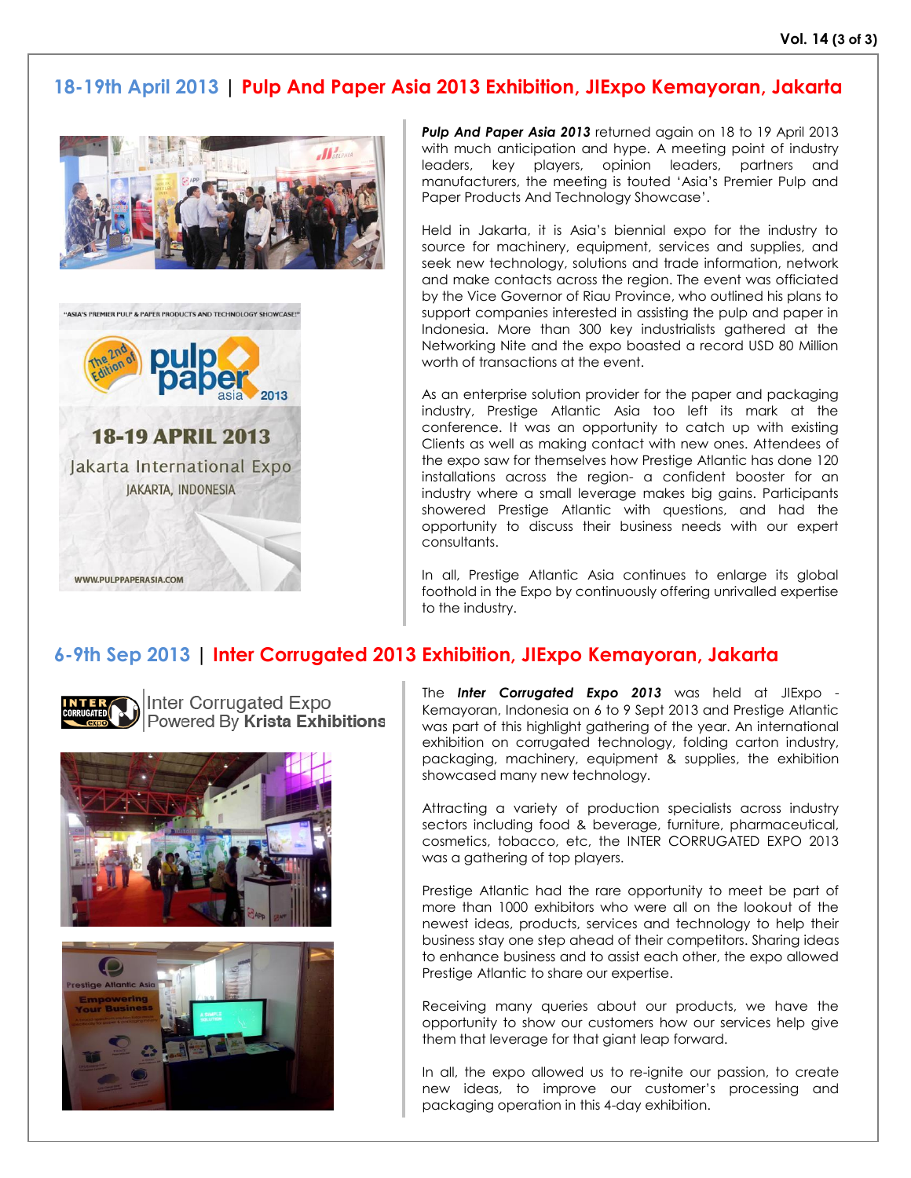## 18-19th April 2013 | Pulp And Paper Asia 2013 Exhibition, JIExpo Kemayoran, Jakarta

***Pulp And Paper Asia 2013*** returned again on 18 to 19 April 2013 with much anticipation and hype. A meeting point of industry leaders, key players, opinion leaders, partners and manufacturers, the meeting is touted 'Asia's Premier Pulp and Paper Products And Technology Showcase'.

Held in Jakarta, it is Asia's biennial expo for the industry to source for machinery, equipment, services and supplies, and seek new technology, solutions and trade information, network and make contacts across the region. The event was officiated by the Vice Governor of Riau Province, who outlined his plans to support companies interested in assisting the pulp and paper in Indonesia. More than 300 key industrialists gathered at the Networking Nite and the expo boasted a record USD 80 Million worth of transactions at the event.

As an enterprise solution provider for the paper and packaging industry, Prestige Atlantic Asia too left its mark at the conference. It was an opportunity to catch up with existing Clients as well as making contact with new ones. Attendees of the expo saw for themselves how Prestige Atlantic has done 120 installations across the region- a confident booster for an industry where a small leverage makes big gains. Participants showered Prestige Atlantic with questions, and had the opportunity to discuss their business needs with our expert consultants.

In all, Prestige Atlantic Asia continues to enlarge its global foothold in the Expo by continuously offering unrivalled expertise to the industry.

## 6-9th Sep 2013 | Inter Corrugated 2013 Exhibition, JIExpo Kemayoran, Jakarta

Inter Corrugated Expo Powered By **Krista Exhibitions**

The ***Inter Corrugated Expo 2013*** was held at JIExpo - Kemayoran, Indonesia on 6 to 9 Sept 2013 and Prestige Atlantic was part of this highlight gathering of the year. An international exhibition on corrugated technology, folding carton industry, packaging, machinery, equipment & supplies, the exhibition showcased many new technology.

Attracting a variety of production specialists across industry sectors including food & beverage, furniture, pharmaceutical, cosmetics, tobacco, etc, the INTER CORRUGATED EXPO 2013 was a gathering of top players.

Prestige Atlantic had the rare opportunity to meet be part of more than 1000 exhibitors who were all on the lookout of the newest ideas, products, services and technology to help their business stay one step ahead of their competitors. Sharing ideas to enhance business and to assist each other, the expo allowed Prestige Atlantic to share our expertise.

Receiving many queries about our products, we have the opportunity to show our customers how our services help give them that leverage for that giant leap forward.

In all, the expo allowed us to re-ignite our passion, to create new ideas, to improve our customer's processing and packaging operation in this 4-day exhibition.